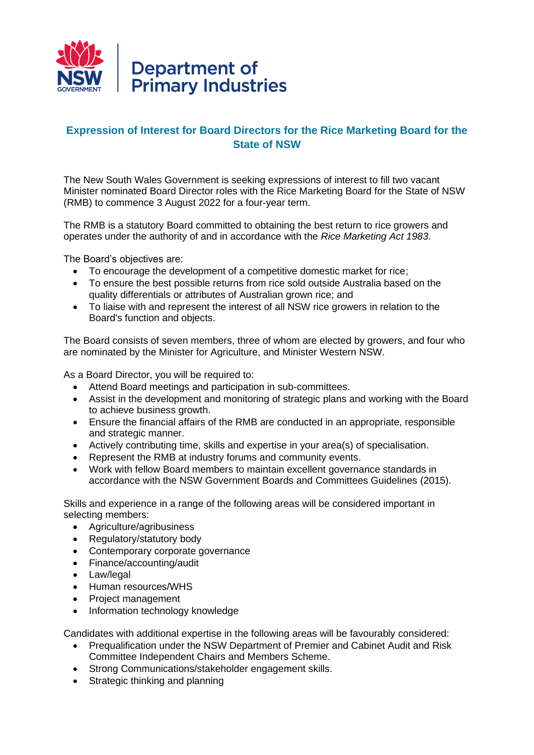# Expression of Interest for Board Directors for the Rice Marketing Board for the State of NSW

The New South Wales Government is seeking expressions of interest to fill two vacant Minister nominated Board Director roles with the Rice Marketing Board for the State of NSW (RMB) to commence 3 August 2022 for a four-year term.

The RMB is a statutory Board committed to obtaining the best return to rice growers and operates under the authority of and in accordance with the *Rice Marketing Act 1983*.

The Board's objectives are:

- To encourage the development of a competitive domestic market for rice;
- To ensure the best possible returns from rice sold outside Australia based on the quality differentials or attributes of Australian grown rice; and
- To liaise with and represent the interest of all NSW rice growers in relation to the Board's function and objects.

The Board consists of seven members, three of whom are elected by growers, and four who are nominated by the Minister for Agriculture, and Minister Western NSW.

As a Board Director, you will be required to:

- Attend Board meetings and participation in sub-committees.
- Assist in the development and monitoring of strategic plans and working with the Board to achieve business growth.
- Ensure the financial affairs of the RMB are conducted in an appropriate, responsible and strategic manner.
- Actively contributing time, skills and expertise in your area(s) of specialisation.
- Represent the RMB at industry forums and community events.
- Work with fellow Board members to maintain excellent governance standards in accordance with the NSW Government Boards and Committees Guidelines (2015).

Skills and experience in a range of the following areas will be considered important in selecting members:

- Agriculture/agribusiness
- Regulatory/statutory body
- Contemporary corporate governance
- Finance/accounting/audit
- Law/legal
- Human resources/WHS
- Project management
- Information technology knowledge

Candidates with additional expertise in the following areas will be favourably considered:

- Prequalification under the NSW Department of Premier and Cabinet Audit and Risk Committee Independent Chairs and Members Scheme.
- Strong Communications/stakeholder engagement skills.
- Strategic thinking and planning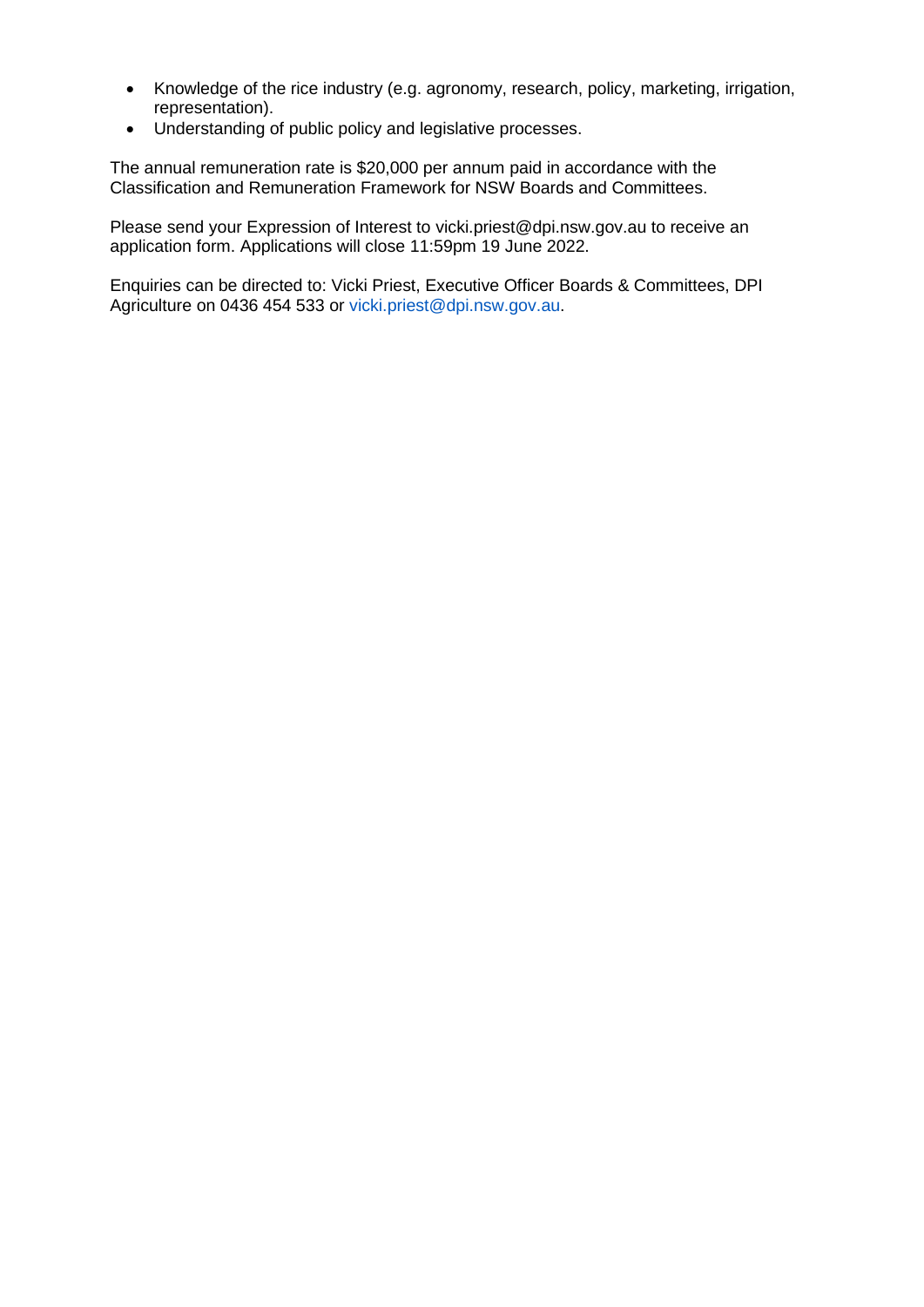- Knowledge of the rice industry (e.g. agronomy, research, policy, marketing, irrigation, representation).
- Understanding of public policy and legislative processes.

The annual remuneration rate is $20,000 per annum paid in accordance with the Classification and Remuneration Framework for NSW Boards and Committees.

Please send your Expression of Interest to vicki.priest@dpi.nsw.gov.au to receive an application form. Applications will close 11:59pm 19 June 2022.

Enquiries can be directed to: Vicki Priest, Executive Officer Boards & Committees, DPI Agriculture on 0436 454 533 or vicki.priest@dpi.nsw.gov.au.